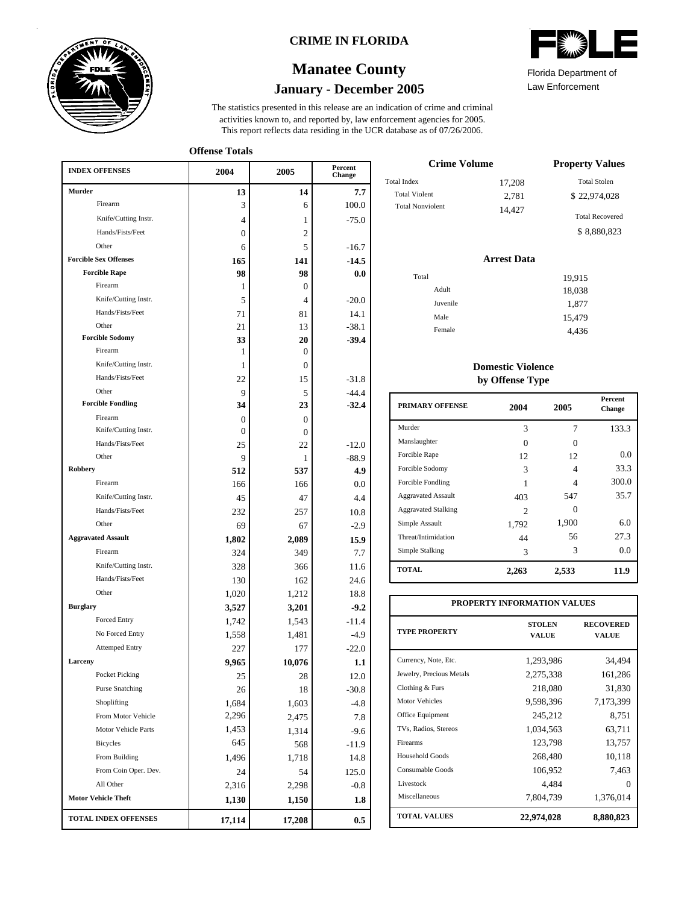# CRIME IN FLORIDA

## Manatee County

### January - December 2005

FDLE

Florida Department of Law Enforcement

The statistics presented in this release are an indication of crime and criminal activities known to, and reported by, law enforcement agencies for 2005. This report reflects data residing in the UCR database as of 07/26/2006.

**Offense Totals**

| INDEX OFFENSES | 2004 | 2005 | Percent Change |
|---|---|---|---|
| **Murder** | **13** | **14** | **7.7** |
| Firearm | 3 | 6 | 100.0 |
| Knife/Cutting Instr. | 4 | 1 | -75.0 |
| Hands/Fists/Feet | 0 | 2 | |
| Other | 6 | 5 | -16.7 |
| **Forcible Sex Offenses** | **165** | **141** | **-14.5** |
| **Forcible Rape** | **98** | **98** | **0.0** |
| Firearm | 1 | 0 | |
| Knife/Cutting Instr. | 5 | 4 | -20.0 |
| Hands/Fists/Feet | 71 | 81 | 14.1 |
| Other | 21 | 13 | -38.1 |
| **Forcible Sodomy** | **33** | **20** | **-39.4** |
| Firearm | 1 | 0 | |
| Knife/Cutting Instr. | 1 | 0 | |
| Hands/Fists/Feet | 22 | 15 | -31.8 |
| Other | 9 | 5 | -44.4 |
| **Forcible Fondling** | **34** | **23** | **-32.4** |
| Firearm | 0 | 0 | |
| Knife/Cutting Instr. | 0 | 0 | |
| Hands/Fists/Feet | 25 | 22 | -12.0 |
| Other | 9 | 1 | -88.9 |
| **Robbery** | **512** | **537** | **4.9** |
| Firearm | 166 | 166 | 0.0 |
| Knife/Cutting Instr. | 45 | 47 | 4.4 |
| Hands/Fists/Feet | 232 | 257 | 10.8 |
| Other | 69 | 67 | -2.9 |
| **Aggravated Assault** | **1,802** | **2,089** | **15.9** |
| Firearm | 324 | 349 | 7.7 |
| Knife/Cutting Instr. | 328 | 366 | 11.6 |
| Hands/Fists/Feet | 130 | 162 | 24.6 |
| Other | 1,020 | 1,212 | 18.8 |
| **Burglary** | **3,527** | **3,201** | **-9.2** |
| Forced Entry | 1,742 | 1,543 | -11.4 |
| No Forced Entry | 1,558 | 1,481 | -4.9 |
| Attemped Entry | 227 | 177 | -22.0 |
| **Larceny** | **9,965** | **10,076** | **1.1** |
| Pocket Picking | 25 | 28 | 12.0 |
| Purse Snatching | 26 | 18 | -30.8 |
| Shoplifting | 1,684 | 1,603 | -4.8 |
| From Motor Vehicle | 2,296 | 2,475 | 7.8 |
| Motor Vehicle Parts | 1,453 | 1,314 | -9.6 |
| Bicycles | 645 | 568 | -11.9 |
| From Building | 1,496 | 1,718 | 14.8 |
| From Coin Oper. Dev. | 24 | 54 | 125.0 |
| All Other | 2,316 | 2,298 | -0.8 |
| **Motor Vehicle Theft** | **1,130** | **1,150** | **1.8** |
| **TOTAL INDEX OFFENSES** | **17,114** | **17,208** | **0.5** |

**Crime Volume**

| | |
|---|---|
| Total Index | 17,208 |
| Total Violent | 2,781 |
| Total Nonviolent | 14,427 |

**Property Values**

| | |
|---|---|
| Total Stolen | $ 22,974,028 |
| Total Recovered | $ 8,880,823 |

**Arrest Data**

| | |
|---|---|
| Total | 19,915 |
| Adult | 18,038 |
| Juvenile | 1,877 |
| Male | 15,479 |
| Female | 4,436 |

**Domestic Violence by Offense Type**

| PRIMARY OFFENSE | 2004 | 2005 | Percent Change |
|---|---|---|---|
| Murder | 3 | 7 | 133.3 |
| Manslaughter | 0 | 0 | |
| Forcible Rape | 12 | 12 | 0.0 |
| Forcible Sodomy | 3 | 4 | 33.3 |
| Forcible Fondling | 1 | 4 | 300.0 |
| Aggravated Assault | 403 | 547 | 35.7 |
| Aggravated Stalking | 2 | 0 | |
| Simple Assault | 1,792 | 1,900 | 6.0 |
| Threat/Intimidation | 44 | 56 | 27.3 |
| Simple Stalking | 3 | 3 | 0.0 |
| **TOTAL** | **2,263** | **2,533** | **11.9** |

**PROPERTY INFORMATION VALUES**

| TYPE PROPERTY | STOLEN VALUE | RECOVERED VALUE |
|---|---|---|
| Currency, Note, Etc. | 1,293,986 | 34,494 |
| Jewelry, Precious Metals | 2,275,338 | 161,286 |
| Clothing & Furs | 218,080 | 31,830 |
| Motor Vehicles | 9,598,396 | 7,173,399 |
| Office Equipment | 245,212 | 8,751 |
| TVs, Radios, Stereos | 1,034,563 | 63,711 |
| Firearms | 123,798 | 13,757 |
| Household Goods | 268,480 | 10,118 |
| Consumable Goods | 106,952 | 7,463 |
| Livestock | 4,484 | 0 |
| Miscellaneous | 7,804,739 | 1,376,014 |
| **TOTAL VALUES** | **22,974,028** | **8,880,823** |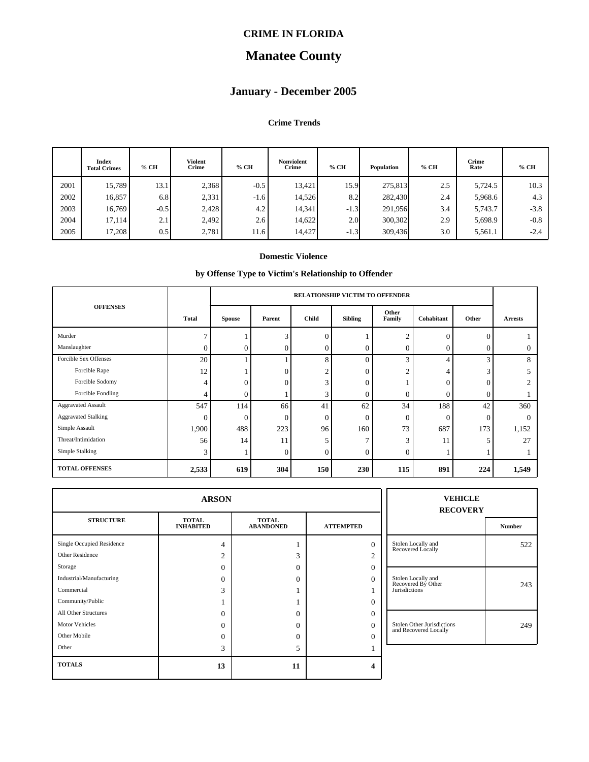**CRIME IN FLORIDA**

# Manatee County

## January - December 2005

### Crime Trends

| | Index Total Crimes | % CH | Violent Crime | % CH | Nonviolent Crime | % CH | Population | % CH | Crime Rate | % CH |
|---|---|---|---|---|---|---|---|---|---|---|
| 2001 | 15,789 | 13.1 | 2,368 | -0.5 | 13,421 | 15.9 | 275,813 | 2.5 | 5,724.5 | 10.3 |
| 2002 | 16,857 | 6.8 | 2,331 | -1.6 | 14,526 | 8.2 | 282,430 | 2.4 | 5,968.6 | 4.3 |
| 2003 | 16,769 | -0.5 | 2,428 | 4.2 | 14,341 | -1.3 | 291,956 | 3.4 | 5,743.7 | -3.8 |
| 2004 | 17,114 | 2.1 | 2,492 | 2.6 | 14,622 | 2.0 | 300,302 | 2.9 | 5,698.9 | -0.8 |
| 2005 | 17,208 | 0.5 | 2,781 | 11.6 | 14,427 | -1.3 | 309,436 | 3.0 | 5,561.1 | -2.4 |

### Domestic Violence

### by Offense Type to Victim's Relationship to Offender

| OFFENSES | Total | RELATIONSHIP VICTIM TO OFFENDER | | | | | | | Arrests |
|---|---|---|---|---|---|---|---|---|---|
| | | Spouse | Parent | Child | Sibling | Other Family | Cohabitant | Other | |
| Murder | 7 | 1 | 3 | 0 | 1 | 2 | 0 | 0 | 1 |
| Manslaughter | 0 | 0 | 0 | 0 | 0 | 0 | 0 | 0 | 0 |
| Forcible Sex Offenses | 20 | 1 | 1 | 8 | 0 | 3 | 4 | 3 | 8 |
| Forcible Rape | 12 | 1 | 0 | 2 | 0 | 2 | 4 | 3 | 5 |
| Forcible Sodomy | 4 | 0 | 0 | 3 | 0 | 1 | 0 | 0 | 2 |
| Forcible Fondling | 4 | 0 | 1 | 3 | 0 | 0 | 0 | 0 | 1 |
| Aggravated Assault | 547 | 114 | 66 | 41 | 62 | 34 | 188 | 42 | 360 |
| Aggravated Stalking | 0 | 0 | 0 | 0 | 0 | 0 | 0 | 0 | 0 |
| Simple Assault | 1,900 | 488 | 223 | 96 | 160 | 73 | 687 | 173 | 1,152 |
| Threat/Intimidation | 56 | 14 | 11 | 5 | 7 | 3 | 11 | 5 | 27 |
| Simple Stalking | 3 | 1 | 0 | 0 | 0 | 0 | 1 | 1 | 1 |
| **TOTAL OFFENSES** | **2,533** | **619** | **304** | **150** | **230** | **115** | **891** | **224** | **1,549** |

### ARSON

| STRUCTURE | TOTAL INHABITED | TOTAL ABANDONED | ATTEMPTED |
|---|---|---|---|
| Single Occupied Residence | 4 | 1 | 0 |
| Other Residence | 2 | 3 | 2 |
| Storage | 0 | 0 | 0 |
| Industrial/Manufacturing | 0 | 0 | 0 |
| Commercial | 3 | 1 | 1 |
| Community/Public | 1 | 1 | 0 |
| All Other Structures | 0 | 0 | 0 |
| Motor Vehicles | 0 | 0 | 0 |
| Other Mobile | 0 | 0 | 0 |
| Other | 3 | 5 | 1 |
| **TOTALS** | **13** | **11** | **4** |

### VEHICLE RECOVERY

| | Number |
|---|---|
| Stolen Locally and Recovered Locally | 522 |
| Stolen Locally and Recovered By Other Jurisdictions | 243 |
| Stolen Other Jurisdictions and Recovered Locally | 249 |